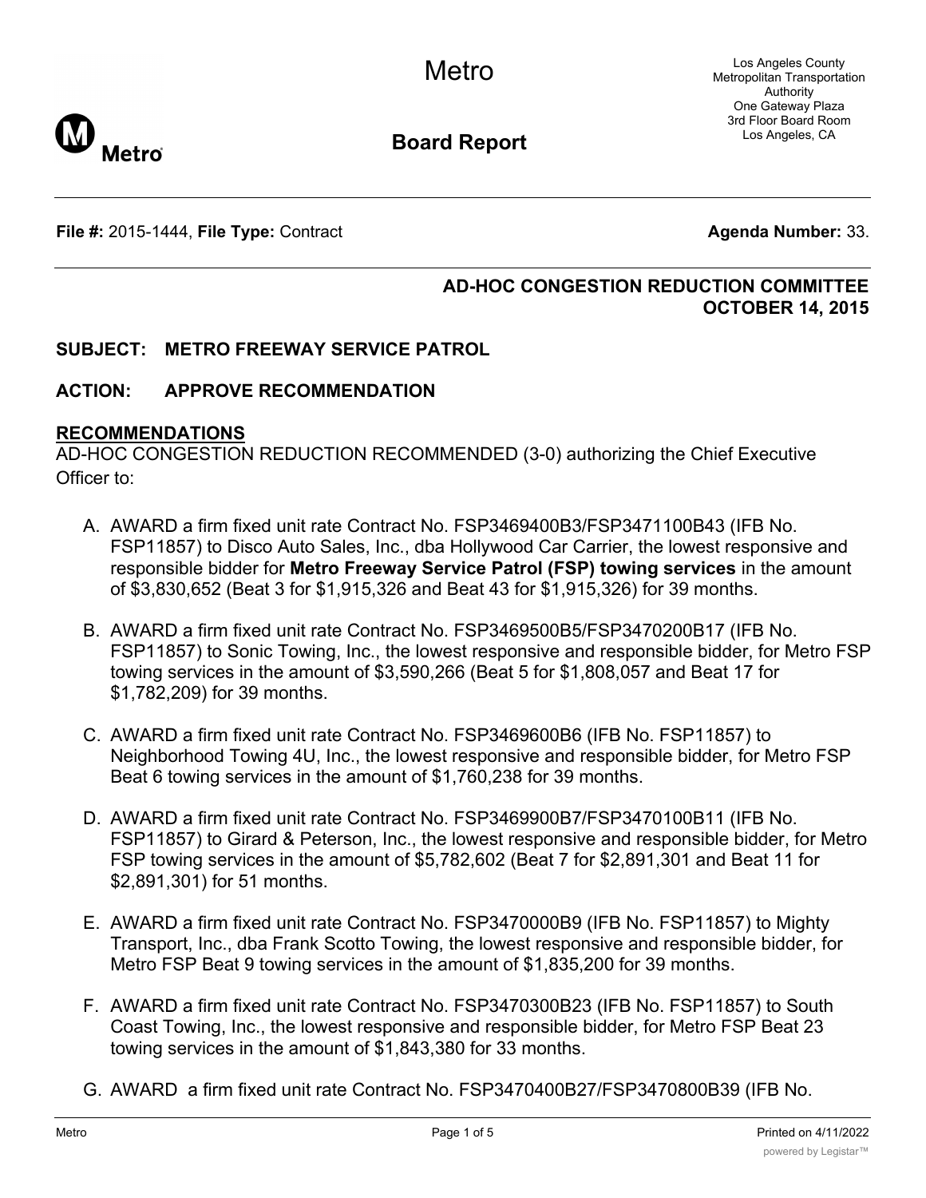# Metro

## Board Report

Los Angeles County Metropolitan Transportation Authority
One Gateway Plaza
3rd Floor Board Room
Los Angeles, CA

**File #:** 2015-1444, **File Type:** Contract **Agenda Number:** 33.

**AD-HOC CONGESTION REDUCTION COMMITTEE**
**OCTOBER 14, 2015**

**SUBJECT: METRO FREEWAY SERVICE PATROL**

**ACTION: APPROVE RECOMMENDATION**

**RECOMMENDATIONS**

AD-HOC CONGESTION REDUCTION RECOMMENDED (3-0) authorizing the Chief Executive Officer to:

A. AWARD a firm fixed unit rate Contract No. FSP3469400B3/FSP3471100B43 (IFB No. FSP11857) to Disco Auto Sales, Inc., dba Hollywood Car Carrier, the lowest responsive and responsible bidder for **Metro Freeway Service Patrol (FSP) towing services** in the amount of $3,830,652 (Beat 3 for $1,915,326 and Beat 43 for $1,915,326) for 39 months.

B. AWARD a firm fixed unit rate Contract No. FSP3469500B5/FSP3470200B17 (IFB No. FSP11857) to Sonic Towing, Inc., the lowest responsive and responsible bidder, for Metro FSP towing services in the amount of $3,590,266 (Beat 5 for $1,808,057 and Beat 17 for $1,782,209) for 39 months.

C. AWARD a firm fixed unit rate Contract No. FSP3469600B6 (IFB No. FSP11857) to Neighborhood Towing 4U, Inc., the lowest responsive and responsible bidder, for Metro FSP Beat 6 towing services in the amount of $1,760,238 for 39 months.

D. AWARD a firm fixed unit rate Contract No. FSP3469900B7/FSP3470100B11 (IFB No. FSP11857) to Girard & Peterson, Inc., the lowest responsive and responsible bidder, for Metro FSP towing services in the amount of $5,782,602 (Beat 7 for $2,891,301 and Beat 11 for $2,891,301) for 51 months.

E. AWARD a firm fixed unit rate Contract No. FSP3470000B9 (IFB No. FSP11857) to Mighty Transport, Inc., dba Frank Scotto Towing, the lowest responsive and responsible bidder, for Metro FSP Beat 9 towing services in the amount of $1,835,200 for 39 months.

F. AWARD a firm fixed unit rate Contract No. FSP3470300B23 (IFB No. FSP11857) to South Coast Towing, Inc., the lowest responsive and responsible bidder, for Metro FSP Beat 23 towing services in the amount of $1,843,380 for 33 months.

G. AWARD a firm fixed unit rate Contract No. FSP3470400B27/FSP3470800B39 (IFB No.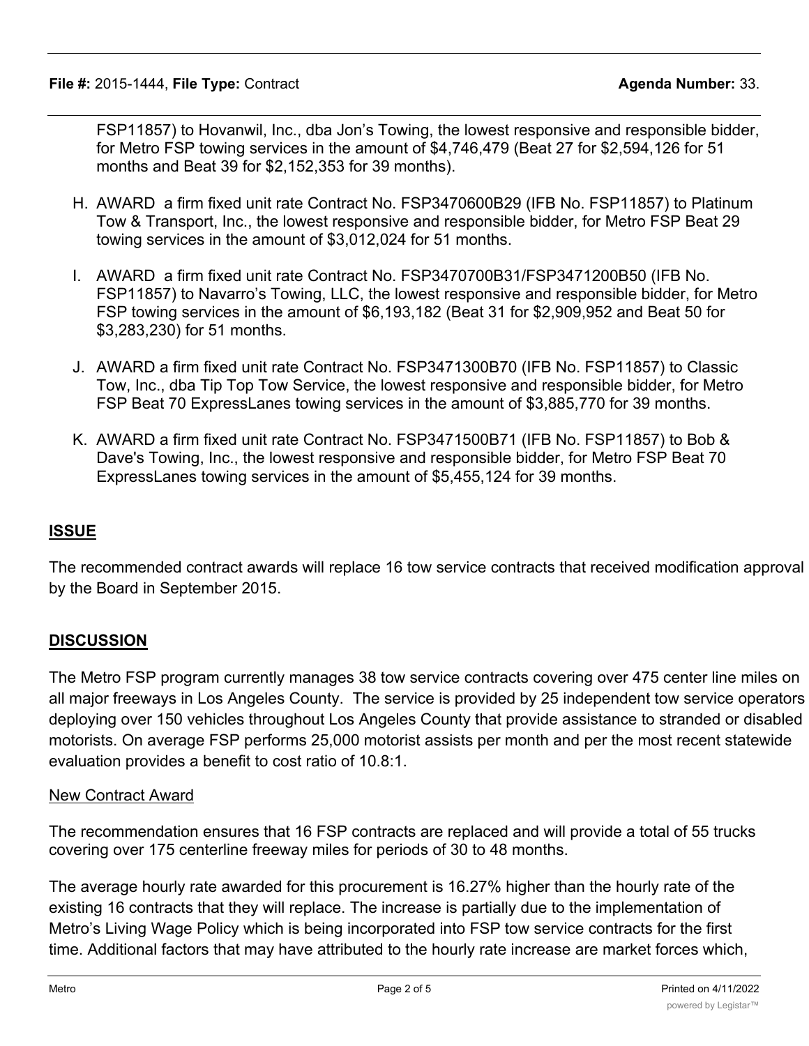FSP11857) to Hovanwil, Inc., dba Jon's Towing, the lowest responsive and responsible bidder, for Metro FSP towing services in the amount of $4,746,479 (Beat 27 for $2,594,126 for 51 months and Beat 39 for $2,152,353 for 39 months).

H. AWARD a firm fixed unit rate Contract No. FSP3470600B29 (IFB No. FSP11857) to Platinum Tow & Transport, Inc., the lowest responsive and responsible bidder, for Metro FSP Beat 29 towing services in the amount of $3,012,024 for 51 months.

I. AWARD a firm fixed unit rate Contract No. FSP3470700B31/FSP3471200B50 (IFB No. FSP11857) to Navarro's Towing, LLC, the lowest responsive and responsible bidder, for Metro FSP towing services in the amount of $6,193,182 (Beat 31 for $2,909,952 and Beat 50 for $3,283,230) for 51 months.

J. AWARD a firm fixed unit rate Contract No. FSP3471300B70 (IFB No. FSP11857) to Classic Tow, Inc., dba Tip Top Tow Service, the lowest responsive and responsible bidder, for Metro FSP Beat 70 ExpressLanes towing services in the amount of $3,885,770 for 39 months.

K. AWARD a firm fixed unit rate Contract No. FSP3471500B71 (IFB No. FSP11857) to Bob & Dave's Towing, Inc., the lowest responsive and responsible bidder, for Metro FSP Beat 70 ExpressLanes towing services in the amount of $5,455,124 for 39 months.

## ISSUE

The recommended contract awards will replace 16 tow service contracts that received modification approval by the Board in September 2015.

## DISCUSSION

The Metro FSP program currently manages 38 tow service contracts covering over 475 center line miles on all major freeways in Los Angeles County. The service is provided by 25 independent tow service operators deploying over 150 vehicles throughout Los Angeles County that provide assistance to stranded or disabled motorists. On average FSP performs 25,000 motorist assists per month and per the most recent statewide evaluation provides a benefit to cost ratio of 10.8:1.

### New Contract Award

The recommendation ensures that 16 FSP contracts are replaced and will provide a total of 55 trucks covering over 175 centerline freeway miles for periods of 30 to 48 months.

The average hourly rate awarded for this procurement is 16.27% higher than the hourly rate of the existing 16 contracts that they will replace. The increase is partially due to the implementation of Metro's Living Wage Policy which is being incorporated into FSP tow service contracts for the first time. Additional factors that may have attributed to the hourly rate increase are market forces which,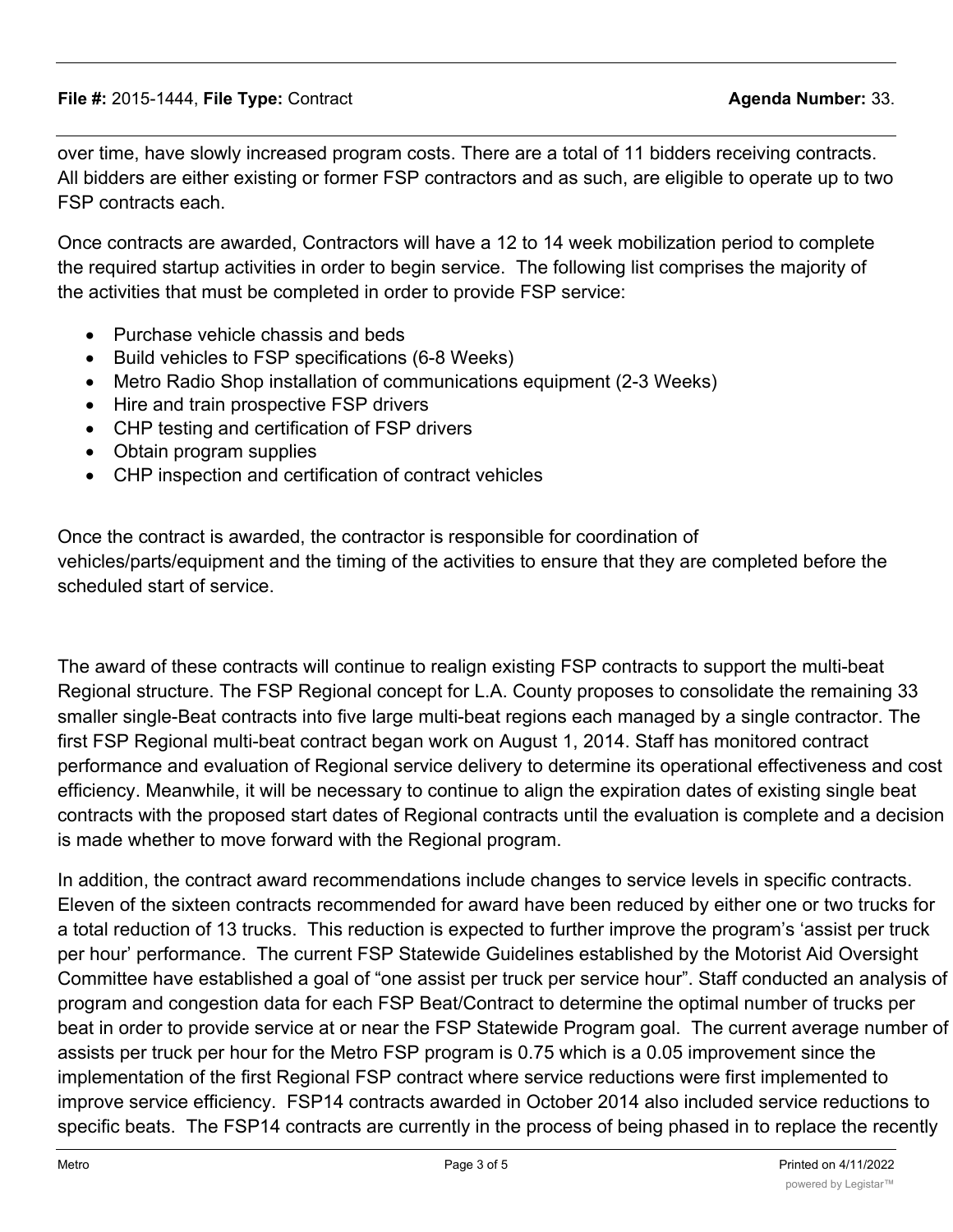over time, have slowly increased program costs. There are a total of 11 bidders receiving contracts. All bidders are either existing or former FSP contractors and as such, are eligible to operate up to two FSP contracts each.

Once contracts are awarded, Contractors will have a 12 to 14 week mobilization period to complete the required startup activities in order to begin service. The following list comprises the majority of the activities that must be completed in order to provide FSP service:

- Purchase vehicle chassis and beds
- Build vehicles to FSP specifications (6-8 Weeks)
- Metro Radio Shop installation of communications equipment (2-3 Weeks)
- Hire and train prospective FSP drivers
- CHP testing and certification of FSP drivers
- Obtain program supplies
- CHP inspection and certification of contract vehicles

Once the contract is awarded, the contractor is responsible for coordination of vehicles/parts/equipment and the timing of the activities to ensure that they are completed before the scheduled start of service.

The award of these contracts will continue to realign existing FSP contracts to support the multi-beat Regional structure. The FSP Regional concept for L.A. County proposes to consolidate the remaining 33 smaller single-Beat contracts into five large multi-beat regions each managed by a single contractor. The first FSP Regional multi-beat contract began work on August 1, 2014. Staff has monitored contract performance and evaluation of Regional service delivery to determine its operational effectiveness and cost efficiency. Meanwhile, it will be necessary to continue to align the expiration dates of existing single beat contracts with the proposed start dates of Regional contracts until the evaluation is complete and a decision is made whether to move forward with the Regional program.

In addition, the contract award recommendations include changes to service levels in specific contracts. Eleven of the sixteen contracts recommended for award have been reduced by either one or two trucks for a total reduction of 13 trucks. This reduction is expected to further improve the program's 'assist per truck per hour' performance. The current FSP Statewide Guidelines established by the Motorist Aid Oversight Committee have established a goal of "one assist per truck per service hour". Staff conducted an analysis of program and congestion data for each FSP Beat/Contract to determine the optimal number of trucks per beat in order to provide service at or near the FSP Statewide Program goal. The current average number of assists per truck per hour for the Metro FSP program is 0.75 which is a 0.05 improvement since the implementation of the first Regional FSP contract where service reductions were first implemented to improve service efficiency. FSP14 contracts awarded in October 2014 also included service reductions to specific beats. The FSP14 contracts are currently in the process of being phased in to replace the recently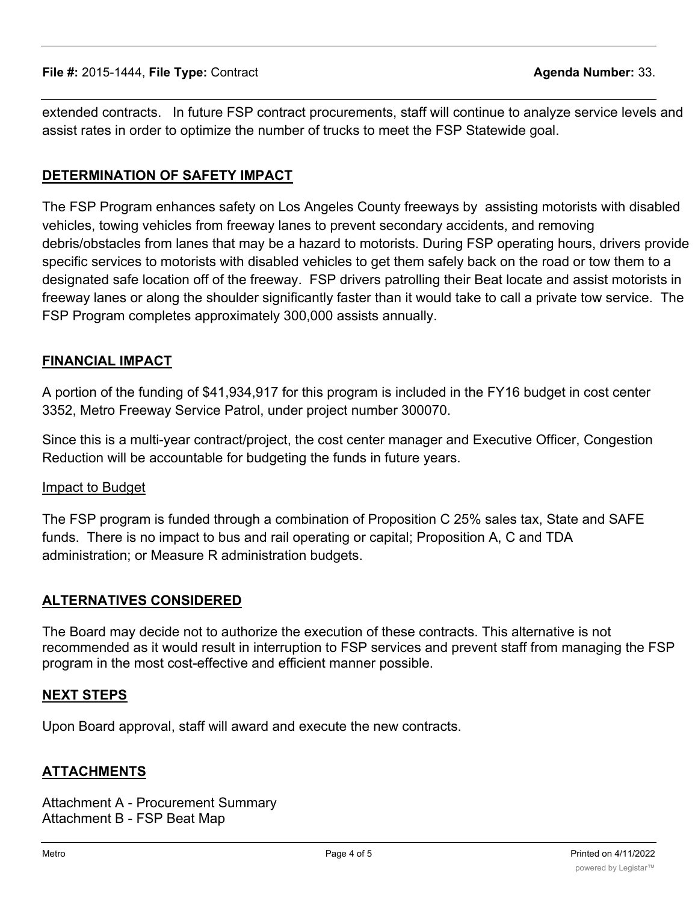extended contracts. In future FSP contract procurements, staff will continue to analyze service levels and assist rates in order to optimize the number of trucks to meet the FSP Statewide goal.

## DETERMINATION OF SAFETY IMPACT

The FSP Program enhances safety on Los Angeles County freeways by assisting motorists with disabled vehicles, towing vehicles from freeway lanes to prevent secondary accidents, and removing debris/obstacles from lanes that may be a hazard to motorists. During FSP operating hours, drivers provide specific services to motorists with disabled vehicles to get them safely back on the road or tow them to a designated safe location off of the freeway. FSP drivers patrolling their Beat locate and assist motorists in freeway lanes or along the shoulder significantly faster than it would take to call a private tow service. The FSP Program completes approximately 300,000 assists annually.

## FINANCIAL IMPACT

A portion of the funding of $41,934,917 for this program is included in the FY16 budget in cost center 3352, Metro Freeway Service Patrol, under project number 300070.

Since this is a multi-year contract/project, the cost center manager and Executive Officer, Congestion Reduction will be accountable for budgeting the funds in future years.

### Impact to Budget

The FSP program is funded through a combination of Proposition C 25% sales tax, State and SAFE funds. There is no impact to bus and rail operating or capital; Proposition A, C and TDA administration; or Measure R administration budgets.

## ALTERNATIVES CONSIDERED

The Board may decide not to authorize the execution of these contracts. This alternative is not recommended as it would result in interruption to FSP services and prevent staff from managing the FSP program in the most cost-effective and efficient manner possible.

## NEXT STEPS

Upon Board approval, staff will award and execute the new contracts.

## ATTACHMENTS

Attachment A - Procurement Summary
Attachment B - FSP Beat Map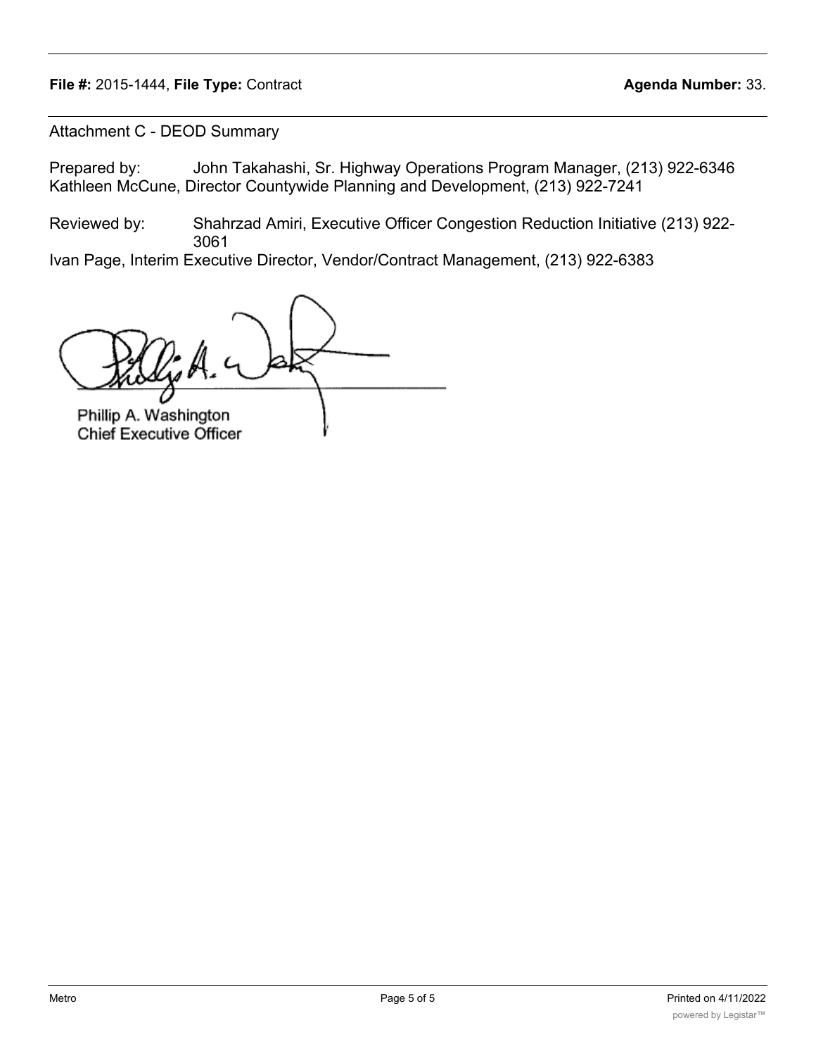Attachment C - DEOD Summary

Prepared by: John Takahashi, Sr. Highway Operations Program Manager, (213) 922-6346
Kathleen McCune, Director Countywide Planning and Development, (213) 922-7241

Reviewed by: Shahrzad Amiri, Executive Officer Congestion Reduction Initiative (213) 922-3061
Ivan Page, Interim Executive Director, Vendor/Contract Management, (213) 922-6383

Phillip A. Washington
Chief Executive Officer